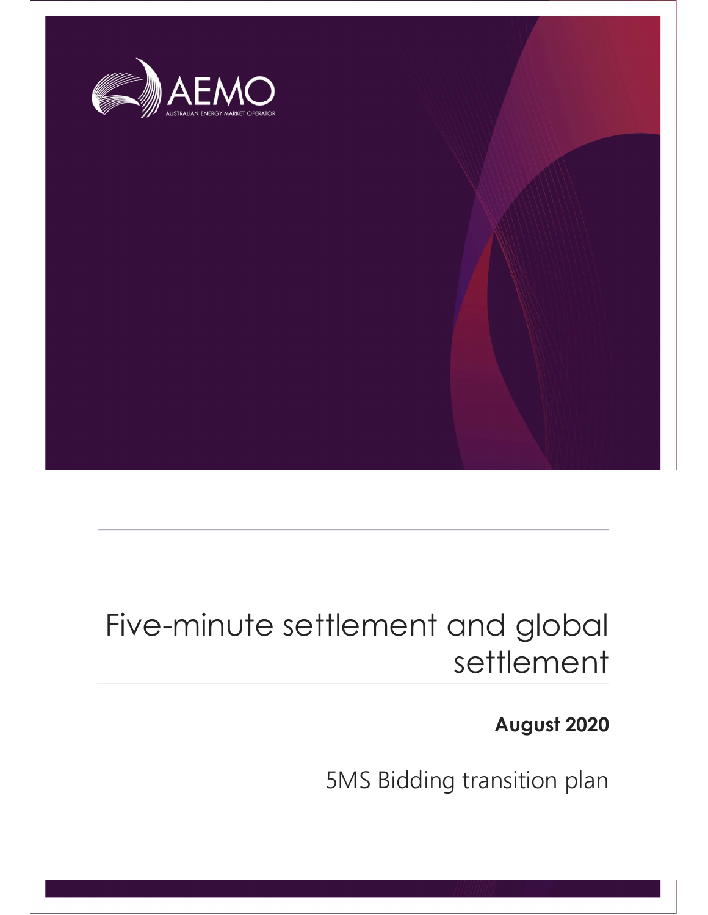AEMO

AUSTRALIAN ENERGY MARKET OPERATOR

# Five-minute settlement and global settlement

**August 2020**

5MS Bidding transition plan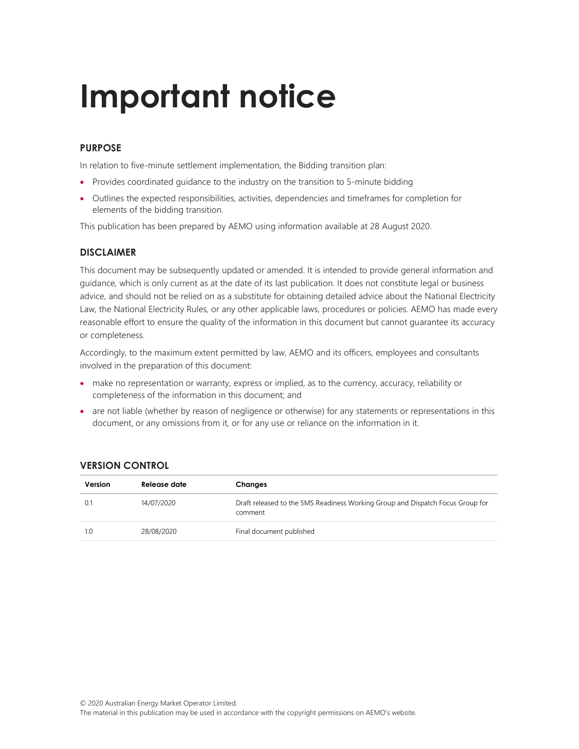# Important notice

## PURPOSE

In relation to five-minute settlement implementation, the Bidding transition plan:

- Provides coordinated guidance to the industry on the transition to 5-minute bidding
- Outlines the expected responsibilities, activities, dependencies and timeframes for completion for elements of the bidding transition.

This publication has been prepared by AEMO using information available at 28 August 2020.

## DISCLAIMER

This document may be subsequently updated or amended. It is intended to provide general information and guidance, which is only current as at the date of its last publication. It does not constitute legal or business advice, and should not be relied on as a substitute for obtaining detailed advice about the National Electricity Law, the National Electricity Rules, or any other applicable laws, procedures or policies. AEMO has made every reasonable effort to ensure the quality of the information in this document but cannot guarantee its accuracy or completeness.

Accordingly, to the maximum extent permitted by law, AEMO and its officers, employees and consultants involved in the preparation of this document:

- make no representation or warranty, express or implied, as to the currency, accuracy, reliability or completeness of the information in this document; and
- are not liable (whether by reason of negligence or otherwise) for any statements or representations in this document, or any omissions from it, or for any use or reliance on the information in it.

## VERSION CONTROL

| Version | Release date | Changes |
|---|---|---|
| 0.1 | 14/07/2020 | Draft released to the 5MS Readiness Working Group and Dispatch Focus Group for comment |
| 1.0 | 28/08/2020 | Final document published |

© 2020 Australian Energy Market Operator Limited.
The material in this publication may be used in accordance with the copyright permissions on AEMO's website.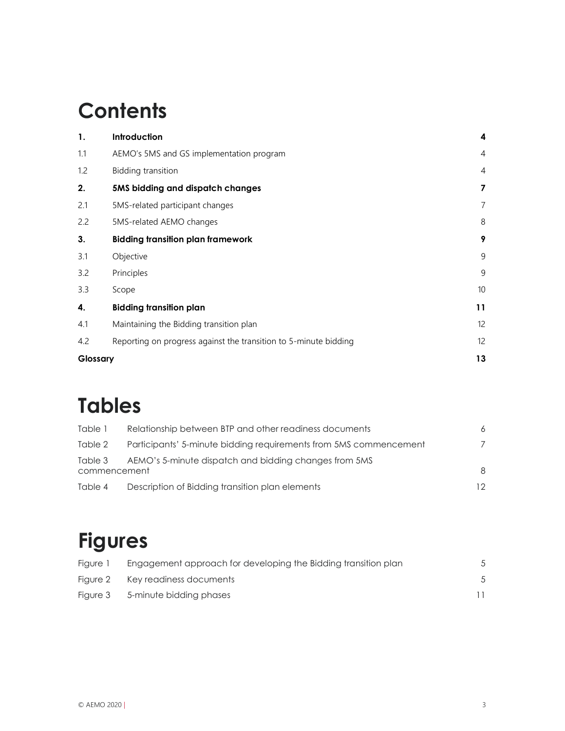# Contents

| | | |
|---|---|---|
| **1.** | **Introduction** | **4** |
| 1.1 | AEMO's 5MS and GS implementation program | 4 |
| 1.2 | Bidding transition | 4 |
| **2.** | **5MS bidding and dispatch changes** | **7** |
| 2.1 | 5MS-related participant changes | 7 |
| 2.2 | 5MS-related AEMO changes | 8 |
| **3.** | **Bidding transition plan framework** | **9** |
| 3.1 | Objective | 9 |
| 3.2 | Principles | 9 |
| 3.3 | Scope | 10 |
| **4.** | **Bidding transition plan** | **11** |
| 4.1 | Maintaining the Bidding transition plan | 12 |
| 4.2 | Reporting on progress against the transition to 5-minute bidding | 12 |
| **Glossary** | | **13** |

# Tables

| | | |
|---|---|---|
| Table 1 | Relationship between BTP and other readiness documents | 6 |
| Table 2 | Participants' 5-minute bidding requirements from 5MS commencement | 7 |
| Table 3 | AEMO's 5-minute dispatch and bidding changes from 5MS commencement | 8 |
| Table 4 | Description of Bidding transition plan elements | 12 |

# Figures

| | | |
|---|---|---|
| Figure 1 | Engagement approach for developing the Bidding transition plan | 5 |
| Figure 2 | Key readiness documents | 5 |
| Figure 3 | 5-minute bidding phases | 11 |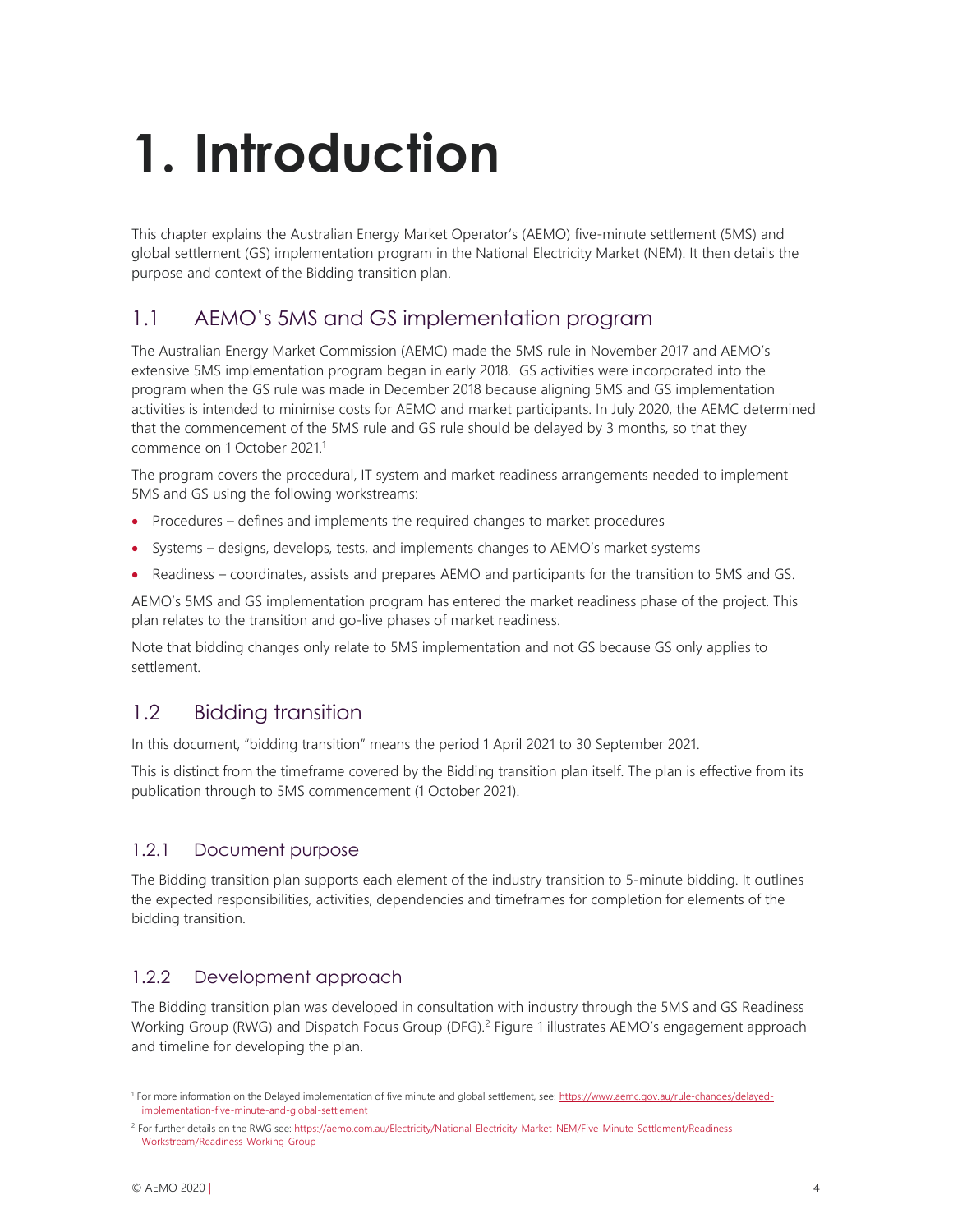# 1. Introduction

This chapter explains the Australian Energy Market Operator's (AEMO) five-minute settlement (5MS) and global settlement (GS) implementation program in the National Electricity Market (NEM). It then details the purpose and context of the Bidding transition plan.

## 1.1 AEMO's 5MS and GS implementation program

The Australian Energy Market Commission (AEMC) made the 5MS rule in November 2017 and AEMO's extensive 5MS implementation program began in early 2018. GS activities were incorporated into the program when the GS rule was made in December 2018 because aligning 5MS and GS implementation activities is intended to minimise costs for AEMO and market participants. In July 2020, the AEMC determined that the commencement of the 5MS rule and GS rule should be delayed by 3 months, so that they commence on 1 October 2021.[1]

The program covers the procedural, IT system and market readiness arrangements needed to implement 5MS and GS using the following workstreams:

- Procedures – defines and implements the required changes to market procedures
- Systems – designs, develops, tests, and implements changes to AEMO's market systems
- Readiness – coordinates, assists and prepares AEMO and participants for the transition to 5MS and GS.

AEMO's 5MS and GS implementation program has entered the market readiness phase of the project. This plan relates to the transition and go-live phases of market readiness.

Note that bidding changes only relate to 5MS implementation and not GS because GS only applies to settlement.

## 1.2 Bidding transition

In this document, "bidding transition" means the period 1 April 2021 to 30 September 2021.

This is distinct from the timeframe covered by the Bidding transition plan itself. The plan is effective from its publication through to 5MS commencement (1 October 2021).

### 1.2.1 Document purpose

The Bidding transition plan supports each element of the industry transition to 5-minute bidding. It outlines the expected responsibilities, activities, dependencies and timeframes for completion for elements of the bidding transition.

### 1.2.2 Development approach

The Bidding transition plan was developed in consultation with industry through the 5MS and GS Readiness Working Group (RWG) and Dispatch Focus Group (DFG).[2] Figure 1 illustrates AEMO's engagement approach and timeline for developing the plan.

---

[1] For more information on the Delayed implementation of five minute and global settlement, see: https://www.aemc.gov.au/rule-changes/delayed-implementation-five-minute-and-global-settlement

[2] For further details on the RWG see: https://aemo.com.au/Electricity/National-Electricity-Market-NEM/Five-Minute-Settlement/Readiness-Workstream/Readiness-Working-Group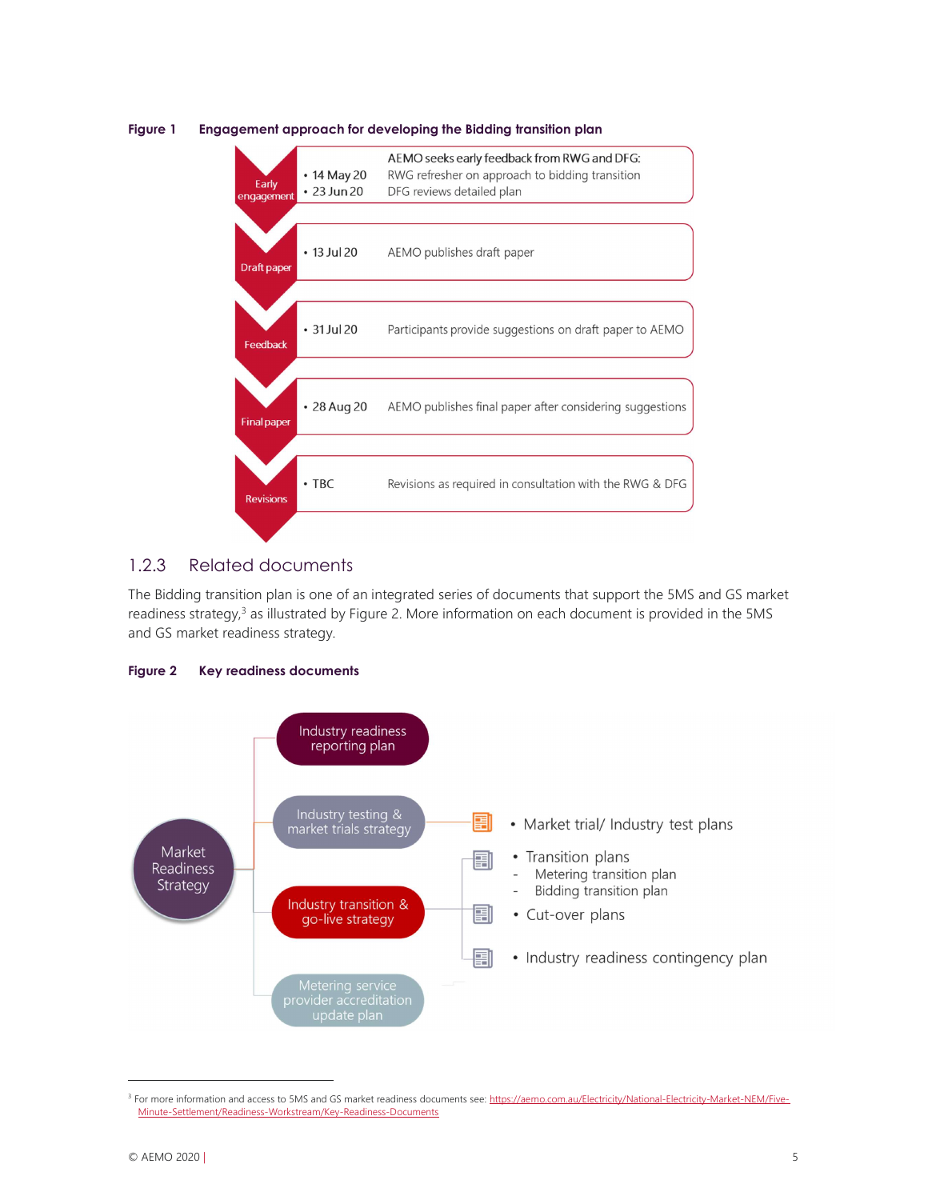**Figure 1 Engagement approach for developing the Bidding transition plan**

| Stage | Date | Activity |
|---|---|---|
| Early engagement | • 14 May 20<br>• 23 Jun 20 | AEMO seeks early feedback from RWG and DFG:<br>RWG refresher on approach to bidding transition<br>DFG reviews detailed plan |
| Draft paper | • 13 Jul 20 | AEMO publishes draft paper |
| Feedback | • 31 Jul 20 | Participants provide suggestions on draft paper to AEMO |
| Final paper | • 28 Aug 20 | AEMO publishes final paper after considering suggestions |
| Revisions | • TBC | Revisions as required in consultation with the RWG & DFG |

## 1.2.3 Related documents

The Bidding transition plan is one of an integrated series of documents that support the 5MS and GS market readiness strategy,[3] as illustrated by Figure 2. More information on each document is provided in the 5MS and GS market readiness strategy.

**Figure 2 Key readiness documents**

Market Readiness Strategy

- Industry readiness reporting plan
- Industry testing & market trials strategy
  - Market trial/ Industry test plans
- Industry transition & go-live strategy
  - Transition plans
    - Metering transition plan
    - Bidding transition plan
  - Cut-over plans
  - Industry readiness contingency plan
- Metering service provider accreditation update plan

[3] For more information and access to 5MS and GS market readiness documents see: https://aemo.com.au/Electricity/National-Electricity-Market-NEM/Five-Minute-Settlement/Readiness-Workstream/Key-Readiness-Documents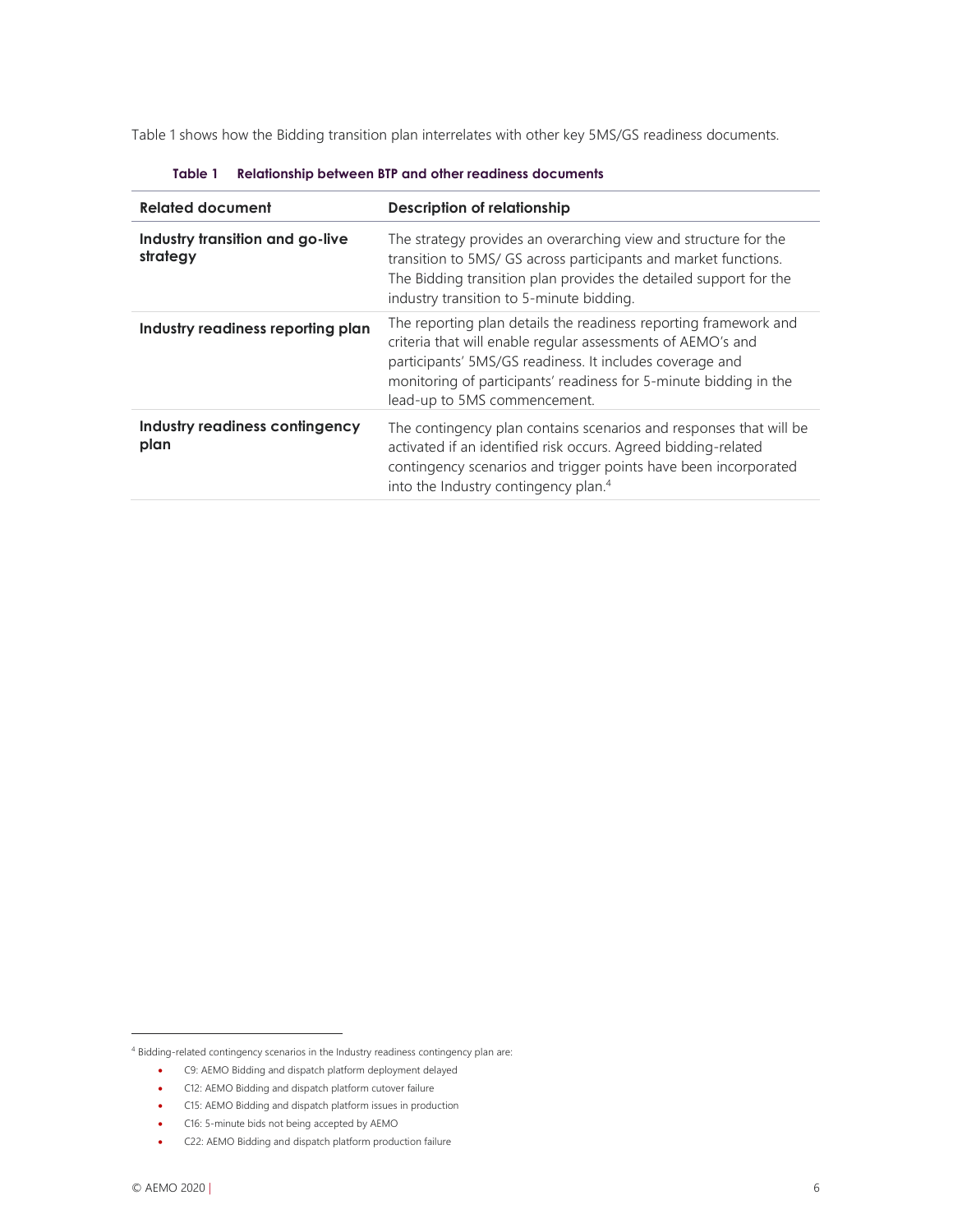Table 1 shows how the Bidding transition plan interrelates with other key 5MS/GS readiness documents.

**Table 1 Relationship between BTP and other readiness documents**

| Related document | Description of relationship |
|---|---|
| **Industry transition and go-live strategy** | The strategy provides an overarching view and structure for the transition to 5MS/ GS across participants and market functions. The Bidding transition plan provides the detailed support for the industry transition to 5-minute bidding. |
| **Industry readiness reporting plan** | The reporting plan details the readiness reporting framework and criteria that will enable regular assessments of AEMO's and participants' 5MS/GS readiness. It includes coverage and monitoring of participants' readiness for 5-minute bidding in the lead-up to 5MS commencement. |
| **Industry readiness contingency plan** | The contingency plan contains scenarios and responses that will be activated if an identified risk occurs. Agreed bidding-related contingency scenarios and trigger points have been incorporated into the Industry contingency plan.[4] |

---

[4] Bidding-related contingency scenarios in the Industry readiness contingency plan are:

- C9: AEMO Bidding and dispatch platform deployment delayed
- C12: AEMO Bidding and dispatch platform cutover failure
- C15: AEMO Bidding and dispatch platform issues in production
- C16: 5-minute bids not being accepted by AEMO
- C22: AEMO Bidding and dispatch platform production failure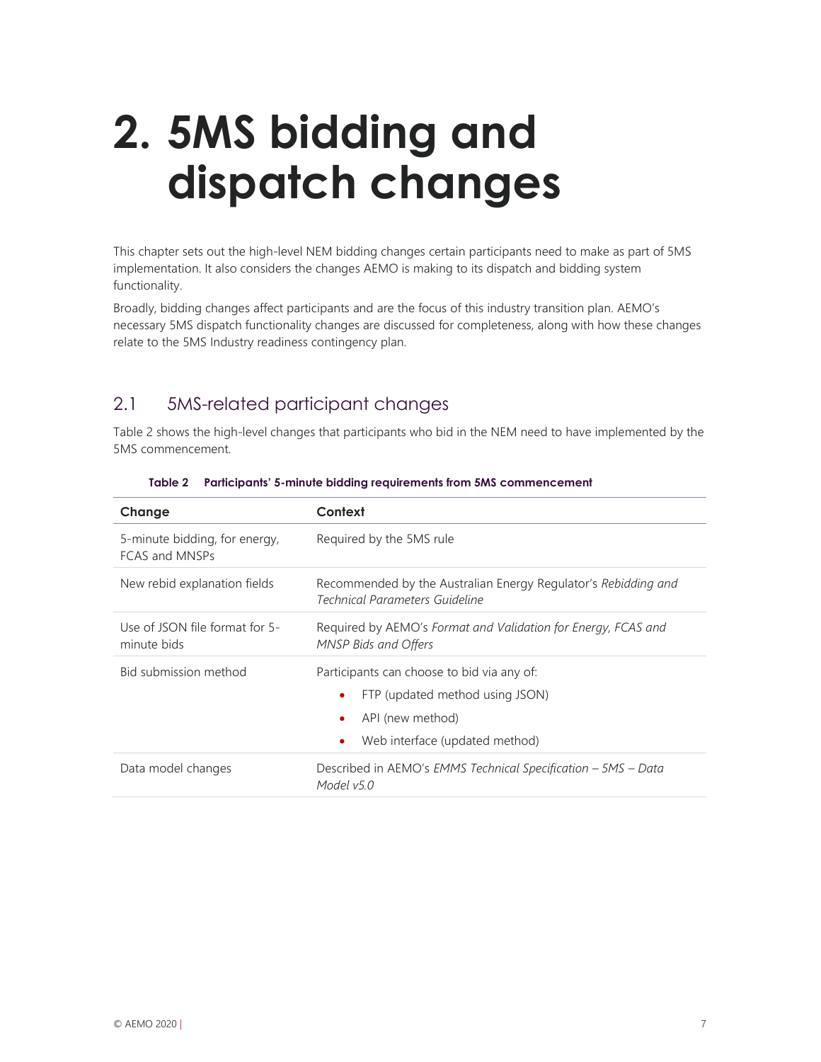# 2. 5MS bidding and dispatch changes

This chapter sets out the high-level NEM bidding changes certain participants need to make as part of 5MS implementation. It also considers the changes AEMO is making to its dispatch and bidding system functionality.

Broadly, bidding changes affect participants and are the focus of this industry transition plan. AEMO's necessary 5MS dispatch functionality changes are discussed for completeness, along with how these changes relate to the 5MS Industry readiness contingency plan.

## 2.1 5MS-related participant changes

Table 2 shows the high-level changes that participants who bid in the NEM need to have implemented by the 5MS commencement.

**Table 2 Participants' 5-minute bidding requirements from 5MS commencement**

| Change | Context |
| --- | --- |
| 5-minute bidding, for energy, FCAS and MNSPs | Required by the 5MS rule |
| New rebid explanation fields | Recommended by the Australian Energy Regulator's *Rebidding and Technical Parameters Guideline* |
| Use of JSON file format for 5-minute bids | Required by AEMO's *Format and Validation for Energy, FCAS and MNSP Bids and Offers* |
| Bid submission method | Participants can choose to bid via any of:<br>• FTP (updated method using JSON)<br>• API (new method)<br>• Web interface (updated method) |
| Data model changes | Described in AEMO's *EMMS Technical Specification – 5MS – Data Model v5.0* |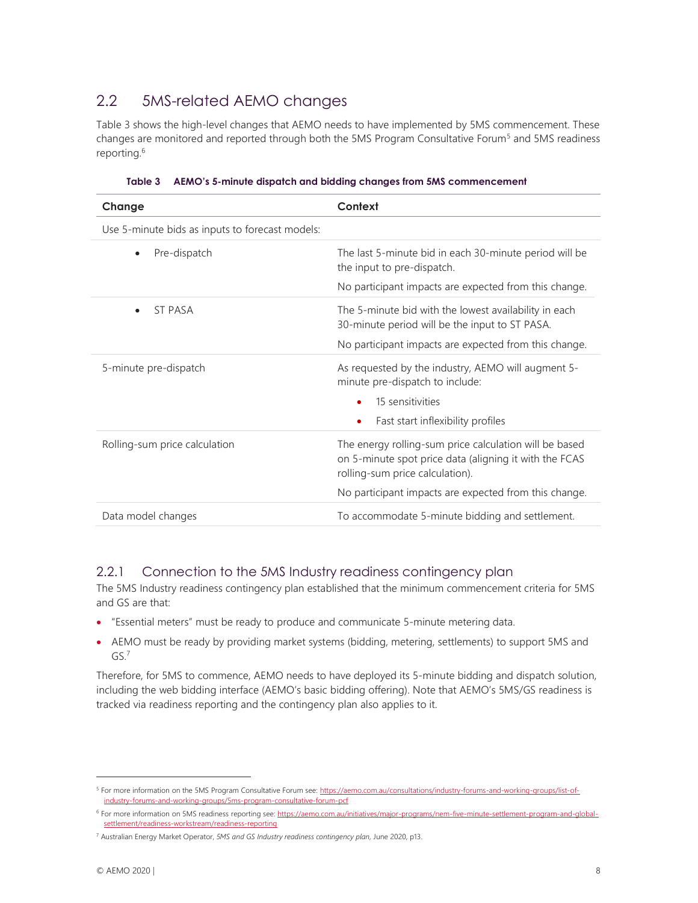## 2.2 5MS-related AEMO changes

Table 3 shows the high-level changes that AEMO needs to have implemented by 5MS commencement. These changes are monitored and reported through both the 5MS Program Consultative Forum[5] and 5MS readiness reporting.[6]

**Table 3 AEMO's 5-minute dispatch and bidding changes from 5MS commencement**

| Change | Context |
|---|---|
| Use 5-minute bids as inputs to forecast models: | |
| • Pre-dispatch | The last 5-minute bid in each 30-minute period will be the input to pre-dispatch.<br>No participant impacts are expected from this change. |
| • ST PASA | The 5-minute bid with the lowest availability in each 30-minute period will be the input to ST PASA.<br>No participant impacts are expected from this change. |
| 5-minute pre-dispatch | As requested by the industry, AEMO will augment 5-minute pre-dispatch to include:<br>• 15 sensitivities<br>• Fast start inflexibility profiles |
| Rolling-sum price calculation | The energy rolling-sum price calculation will be based on 5-minute spot price data (aligning it with the FCAS rolling-sum price calculation).<br>No participant impacts are expected from this change. |
| Data model changes | To accommodate 5-minute bidding and settlement. |

### 2.2.1 Connection to the 5MS Industry readiness contingency plan

The 5MS Industry readiness contingency plan established that the minimum commencement criteria for 5MS and GS are that:

- "Essential meters" must be ready to produce and communicate 5-minute metering data.
- AEMO must be ready by providing market systems (bidding, metering, settlements) to support 5MS and GS.[7]

Therefore, for 5MS to commence, AEMO needs to have deployed its 5-minute bidding and dispatch solution, including the web bidding interface (AEMO's basic bidding offering). Note that AEMO's 5MS/GS readiness is tracked via readiness reporting and the contingency plan also applies to it.

---

[5] For more information on the 5MS Program Consultative Forum see: https://aemo.com.au/consultations/industry-forums-and-working-groups/list-of-industry-forums-and-working-groups/5ms-program-consultative-forum-pcf

[6] For more information on 5MS readiness reporting see: https://aemo.com.au/initiatives/major-programs/nem-five-minute-settlement-program-and-global-settlement/readiness-workstream/readiness-reporting

[7] Australian Energy Market Operator, *5MS and GS Industry readiness contingency plan*, June 2020, p13.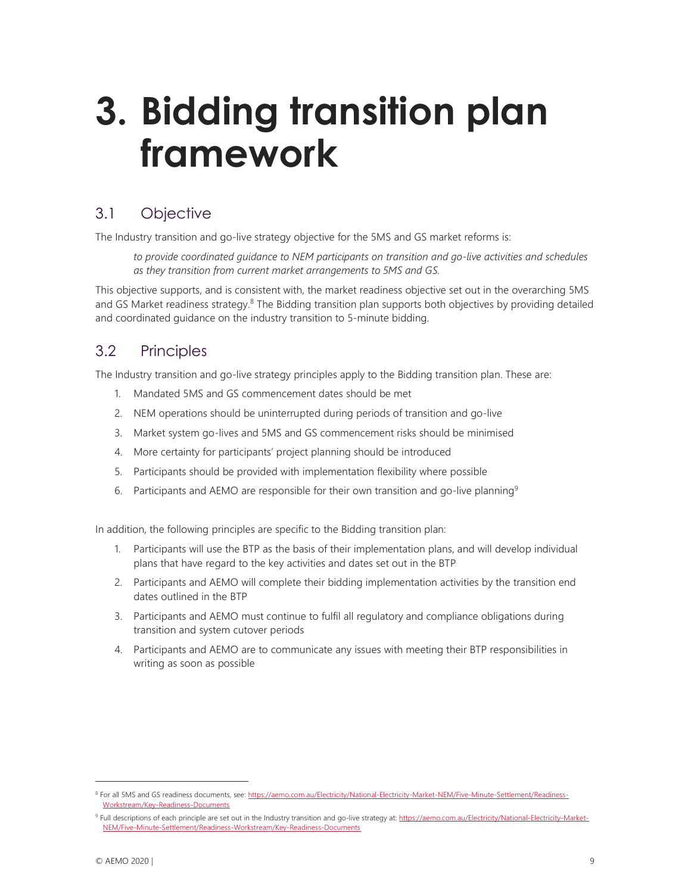# 3. Bidding transition plan framework

## 3.1 Objective

The Industry transition and go-live strategy objective for the 5MS and GS market reforms is:

> *to provide coordinated guidance to NEM participants on transition and go-live activities and schedules as they transition from current market arrangements to 5MS and GS.*

This objective supports, and is consistent with, the market readiness objective set out in the overarching 5MS and GS Market readiness strategy.[8] The Bidding transition plan supports both objectives by providing detailed and coordinated guidance on the industry transition to 5-minute bidding.

## 3.2 Principles

The Industry transition and go-live strategy principles apply to the Bidding transition plan. These are:

1. Mandated 5MS and GS commencement dates should be met
2. NEM operations should be uninterrupted during periods of transition and go-live
3. Market system go-lives and 5MS and GS commencement risks should be minimised
4. More certainty for participants' project planning should be introduced
5. Participants should be provided with implementation flexibility where possible
6. Participants and AEMO are responsible for their own transition and go-live planning[9]

In addition, the following principles are specific to the Bidding transition plan:

1. Participants will use the BTP as the basis of their implementation plans, and will develop individual plans that have regard to the key activities and dates set out in the BTP
2. Participants and AEMO will complete their bidding implementation activities by the transition end dates outlined in the BTP
3. Participants and AEMO must continue to fulfil all regulatory and compliance obligations during transition and system cutover periods
4. Participants and AEMO are to communicate any issues with meeting their BTP responsibilities in writing as soon as possible

---

[8] For all 5MS and GS readiness documents, see: https://aemo.com.au/Electricity/National-Electricity-Market-NEM/Five-Minute-Settlement/Readiness-Workstream/Key-Readiness-Documents

[9] Full descriptions of each principle are set out in the Industry transition and go-live strategy at: https://aemo.com.au/Electricity/National-Electricity-Market-NEM/Five-Minute-Settlement/Readiness-Workstream/Key-Readiness-Documents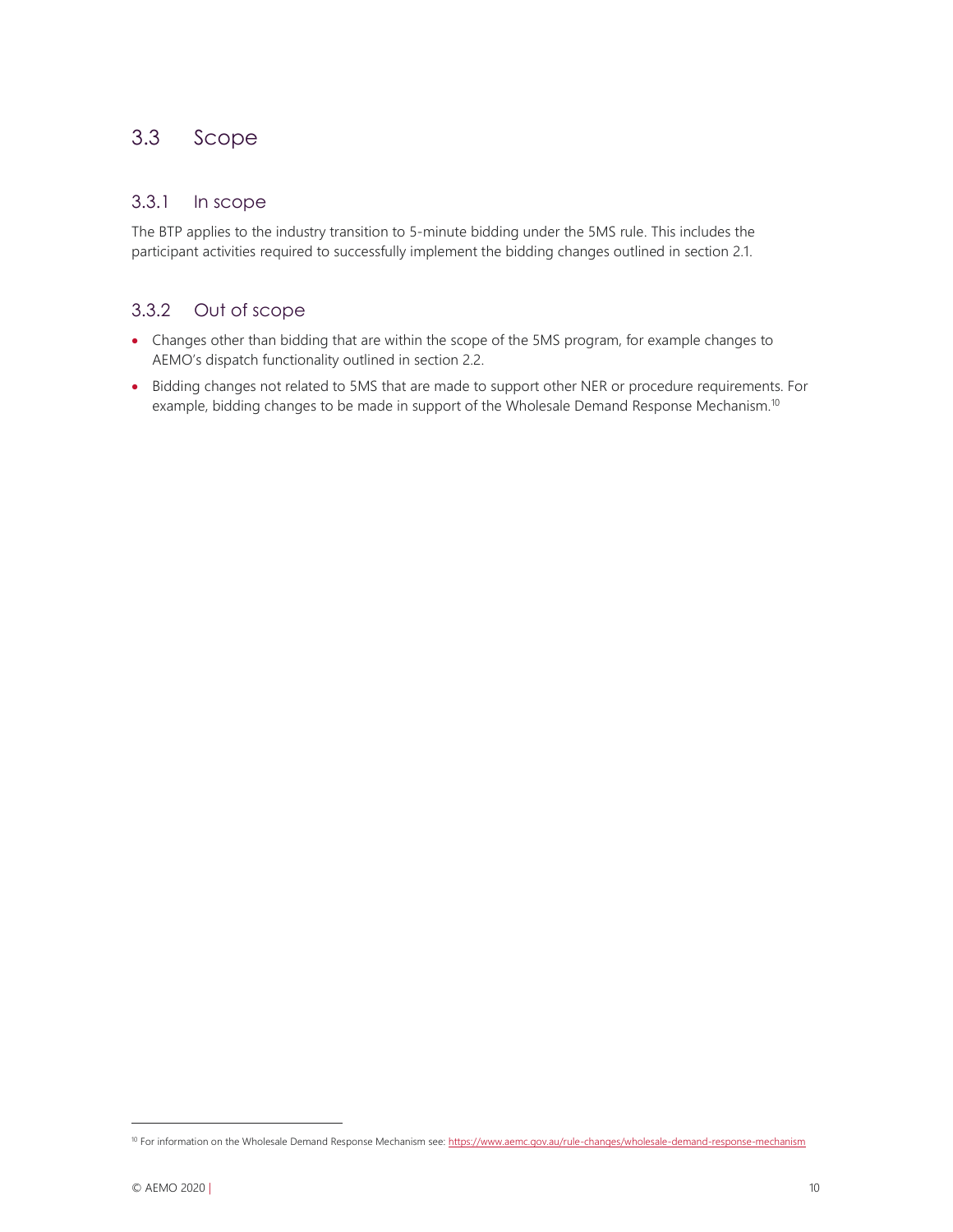## 3.3 Scope

### 3.3.1 In scope

The BTP applies to the industry transition to 5-minute bidding under the 5MS rule. This includes the participant activities required to successfully implement the bidding changes outlined in section 2.1.

### 3.3.2 Out of scope

- Changes other than bidding that are within the scope of the 5MS program, for example changes to AEMO's dispatch functionality outlined in section 2.2.
- Bidding changes not related to 5MS that are made to support other NER or procedure requirements. For example, bidding changes to be made in support of the Wholesale Demand Response Mechanism.[10]

---

[10] For information on the Wholesale Demand Response Mechanism see: https://www.aemc.gov.au/rule-changes/wholesale-demand-response-mechanism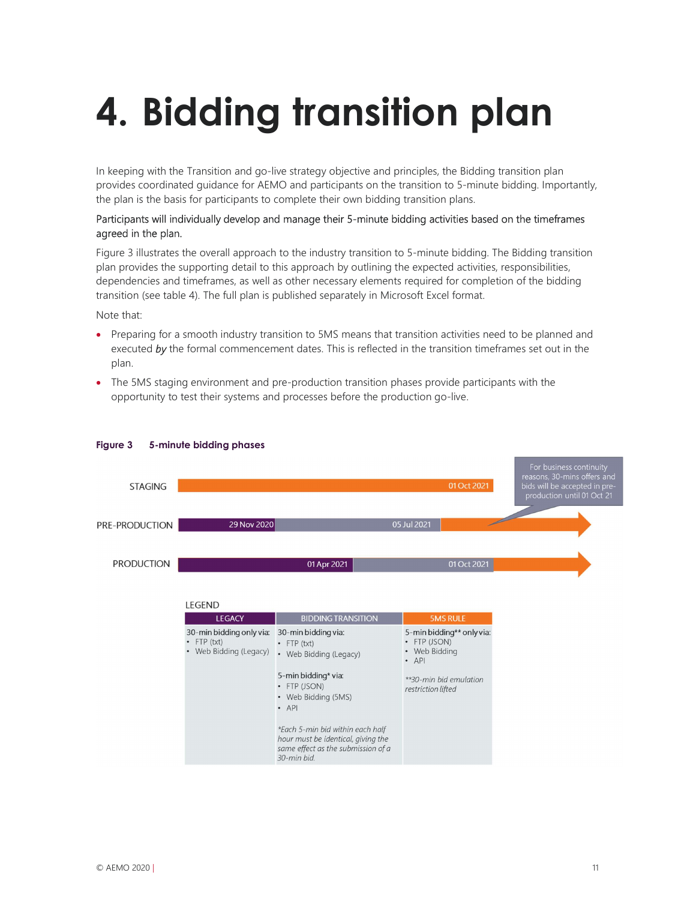# 4. Bidding transition plan

In keeping with the Transition and go-live strategy objective and principles, the Bidding transition plan provides coordinated guidance for AEMO and participants on the transition to 5-minute bidding. Importantly, the plan is the basis for participants to complete their own bidding transition plans.

Participants will individually develop and manage their 5-minute bidding activities based on the timeframes agreed in the plan.

Figure 3 illustrates the overall approach to the industry transition to 5-minute bidding. The Bidding transition plan provides the supporting detail to this approach by outlining the expected activities, responsibilities, dependencies and timeframes, as well as other necessary elements required for completion of the bidding transition (see table 4). The full plan is published separately in Microsoft Excel format.

Note that:

- Preparing for a smooth industry transition to 5MS means that transition activities need to be planned and executed *by* the formal commencement dates. This is reflected in the transition timeframes set out in the plan.
- The 5MS staging environment and pre-production transition phases provide participants with the opportunity to test their systems and processes before the production go-live.

**Figure 3 5-minute bidding phases**

STAGING: 01 Oct 2021

PRE-PRODUCTION: 29 Nov 2020 — 05 Jul 2021

For business continuity reasons, 30-mins offers and bids will be accepted in pre-production until 01 Oct 21

PRODUCTION: 01 Apr 2021 — 01 Oct 2021

LEGEND

| LEGACY | BIDDING TRANSITION | 5MS RULE |
|---|---|---|
| 30-min bidding only via:<br>• FTP (txt)<br>• Web Bidding (Legacy) | 30-min bidding via:<br>• FTP (txt)<br>• Web Bidding (Legacy)<br><br>5-min bidding* via:<br>• FTP (JSON)<br>• Web Bidding (5MS)<br>• API<br><br>*Each 5-min bid within each half hour must be identical, giving the same effect as the submission of a 30-min bid.* | 5-min bidding** only via:<br>• FTP (JSON)<br>• Web Bidding<br>• API<br><br>*\*\*30-min bid emulation restriction lifted* |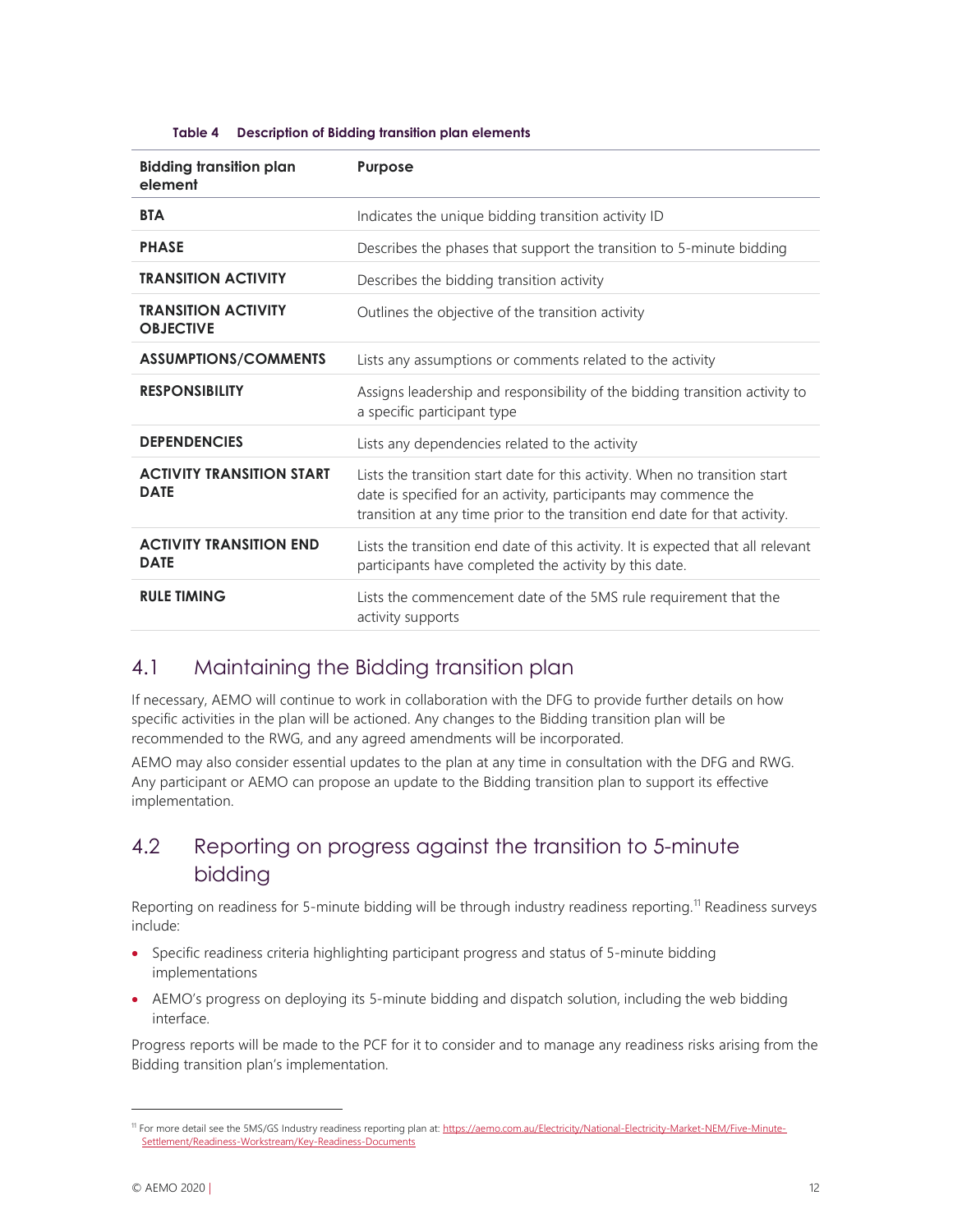**Table 4 Description of Bidding transition plan elements**

| Bidding transition plan element | Purpose |
| --- | --- |
| **BTA** | Indicates the unique bidding transition activity ID |
| **PHASE** | Describes the phases that support the transition to 5-minute bidding |
| **TRANSITION ACTIVITY** | Describes the bidding transition activity |
| **TRANSITION ACTIVITY OBJECTIVE** | Outlines the objective of the transition activity |
| **ASSUMPTIONS/COMMENTS** | Lists any assumptions or comments related to the activity |
| **RESPONSIBILITY** | Assigns leadership and responsibility of the bidding transition activity to a specific participant type |
| **DEPENDENCIES** | Lists any dependencies related to the activity |
| **ACTIVITY TRANSITION START DATE** | Lists the transition start date for this activity. When no transition start date is specified for an activity, participants may commence the transition at any time prior to the transition end date for that activity. |
| **ACTIVITY TRANSITION END DATE** | Lists the transition end date of this activity. It is expected that all relevant participants have completed the activity by this date. |
| **RULE TIMING** | Lists the commencement date of the 5MS rule requirement that the activity supports |

## 4.1 Maintaining the Bidding transition plan

If necessary, AEMO will continue to work in collaboration with the DFG to provide further details on how specific activities in the plan will be actioned. Any changes to the Bidding transition plan will be recommended to the RWG, and any agreed amendments will be incorporated.

AEMO may also consider essential updates to the plan at any time in consultation with the DFG and RWG. Any participant or AEMO can propose an update to the Bidding transition plan to support its effective implementation.

## 4.2 Reporting on progress against the transition to 5-minute bidding

Reporting on readiness for 5-minute bidding will be through industry readiness reporting.[11] Readiness surveys include:

- Specific readiness criteria highlighting participant progress and status of 5-minute bidding implementations
- AEMO's progress on deploying its 5-minute bidding and dispatch solution, including the web bidding interface.

Progress reports will be made to the PCF for it to consider and to manage any readiness risks arising from the Bidding transition plan's implementation.

[11] For more detail see the 5MS/GS Industry readiness reporting plan at: https://aemo.com.au/Electricity/National-Electricity-Market-NEM/Five-Minute-Settlement/Readiness-Workstream/Key-Readiness-Documents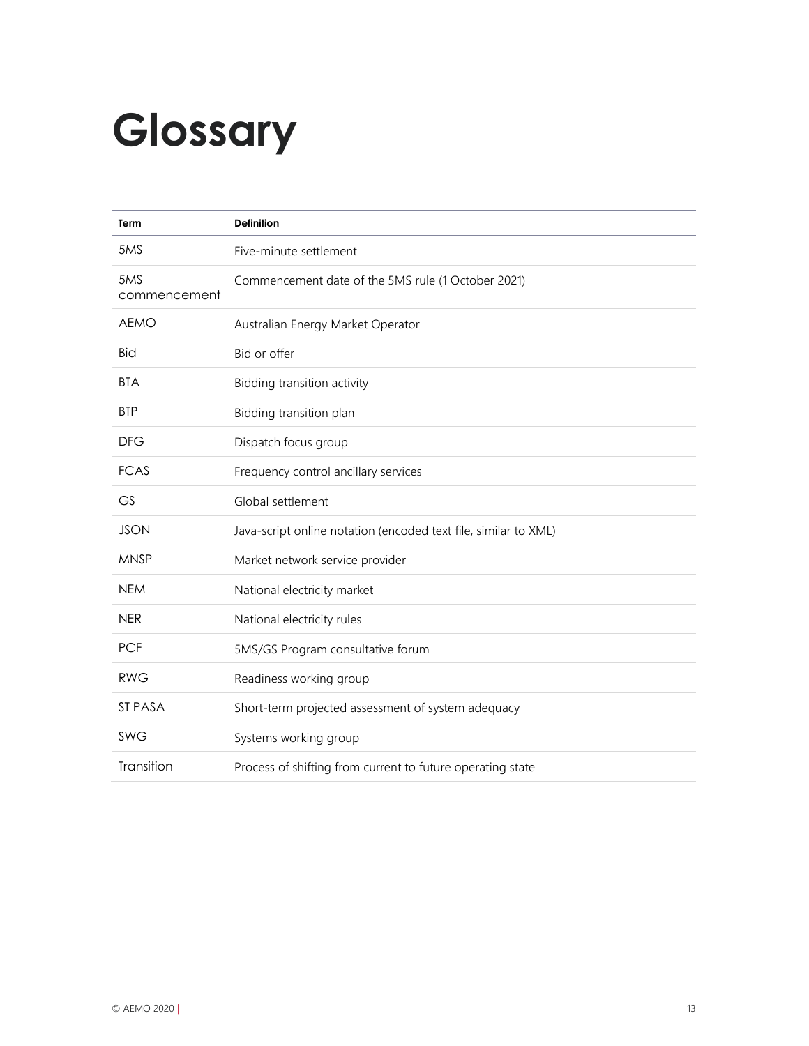# Glossary

| Term | Definition |
| --- | --- |
| 5MS | Five-minute settlement |
| 5MS commencement | Commencement date of the 5MS rule (1 October 2021) |
| AEMO | Australian Energy Market Operator |
| Bid | Bid or offer |
| BTA | Bidding transition activity |
| BTP | Bidding transition plan |
| DFG | Dispatch focus group |
| FCAS | Frequency control ancillary services |
| GS | Global settlement |
| JSON | Java-script online notation (encoded text file, similar to XML) |
| MNSP | Market network service provider |
| NEM | National electricity market |
| NER | National electricity rules |
| PCF | 5MS/GS Program consultative forum |
| RWG | Readiness working group |
| ST PASA | Short-term projected assessment of system adequacy |
| SWG | Systems working group |
| Transition | Process of shifting from current to future operating state |

© AEMO 2020 |